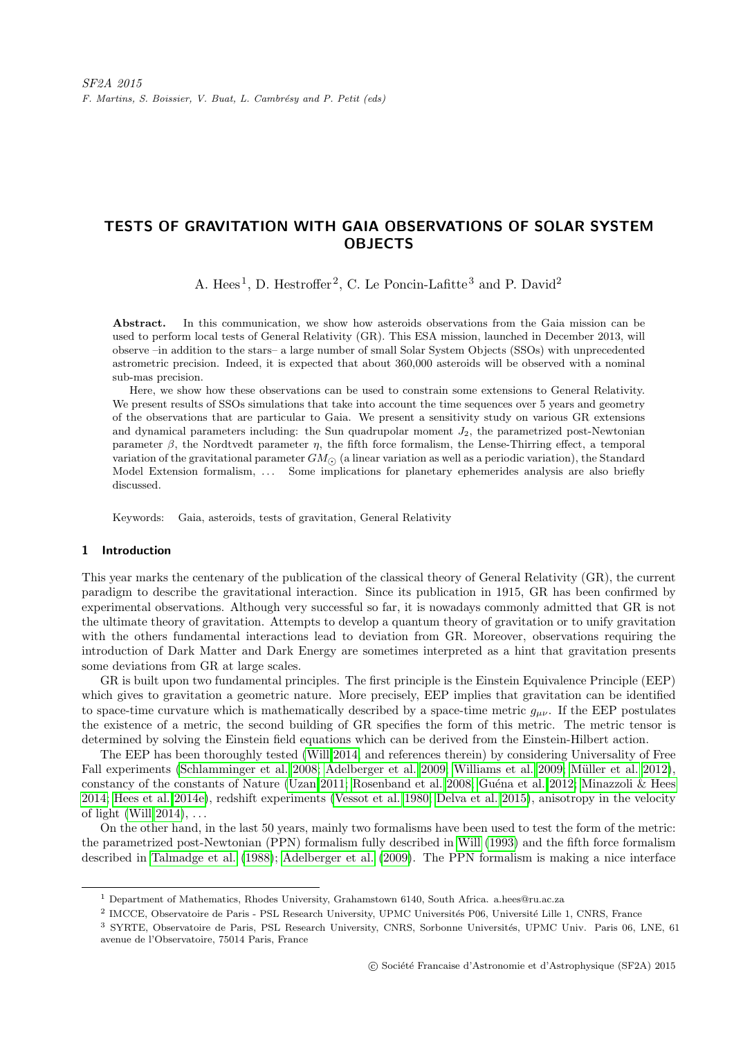SF2A 2015
F. Martins, S. Boissier, V. Buat, L. Cambrésy and P. Petit (eds)

# TESTS OF GRAVITATION WITH GAIA OBSERVATIONS OF SOLAR SYSTEM OBJECTS

A. Hees[1], D. Hestroffer[2], C. Le Poncin-Lafitte[3] and P. David[2]

**Abstract.** In this communication, we show how asteroids observations from the Gaia mission can be used to perform local tests of General Relativity (GR). This ESA mission, launched in December 2013, will observe –in addition to the stars– a large number of small Solar System Objects (SSOs) with unprecedented astrometric precision. Indeed, it is expected that about 360,000 asteroids will be observed with a nominal sub-mas precision.

Here, we show how these observations can be used to constrain some extensions to General Relativity. We present results of SSOs simulations that take into account the time sequences over 5 years and geometry of the observations that are particular to Gaia. We present a sensitivity study on various GR extensions and dynamical parameters including: the Sun quadrupolar moment $J_2$, the parametrized post-Newtonian parameter $\beta$, the Nordtvedt parameter $\eta$, the fifth force formalism, the Lense-Thirring effect, a temporal variation of the gravitational parameter $GM_\odot$ (a linear variation as well as a periodic variation), the Standard Model Extension formalism, ... Some implications for planetary ephemerides analysis are also briefly discussed.

Keywords: Gaia, asteroids, tests of gravitation, General Relativity

## 1 Introduction

This year marks the centenary of the publication of the classical theory of General Relativity (GR), the current paradigm to describe the gravitational interaction. Since its publication in 1915, GR has been confirmed by experimental observations. Although very successful so far, it is nowadays commonly admitted that GR is not the ultimate theory of gravitation. Attempts to develop a quantum theory of gravitation or to unify gravitation with the others fundamental interactions lead to deviation from GR. Moreover, observations requiring the introduction of Dark Matter and Dark Energy are sometimes interpreted as a hint that gravitation presents some deviations from GR at large scales.

GR is built upon two fundamental principles. The first principle is the Einstein Equivalence Principle (EEP) which gives to gravitation a geometric nature. More precisely, EEP implies that gravitation can be identified to space-time curvature which is mathematically described by a space-time metric $g_{\mu\nu}$. If the EEP postulates the existence of a metric, the second building of GR specifies the form of this metric. The metric tensor is determined by solving the Einstein field equations which can be derived from the Einstein-Hilbert action.

The EEP has been thoroughly tested (Will 2014, and references therein) by considering Universality of Free Fall experiments (Schlamminger et al. 2008; Adelberger et al. 2009; Williams et al. 2009; Müller et al. 2012), constancy of the constants of Nature (Uzan 2011; Rosenband et al. 2008; Guéna et al. 2012; Minazzoli & Hees 2014; Hees et al. 2014e), redshift experiments (Vessot et al. 1980; Delva et al. 2015), anisotropy in the velocity of light (Will 2014), ...

On the other hand, in the last 50 years, mainly two formalisms have been used to test the form of the metric: the parametrized post-Newtonian (PPN) formalism fully described in Will (1993) and the fifth force formalism described in Talmadge et al. (1988); Adelberger et al. (2009). The PPN formalism is making a nice interface

---

[1] Department of Mathematics, Rhodes University, Grahamstown 6140, South Africa. a.hees@ru.ac.za

[2] IMCCE, Observatoire de Paris - PSL Research University, UPMC Universités P06, Université Lille 1, CNRS, France

[3] SYRTE, Observatoire de Paris, PSL Research University, CNRS, Sorbonne Universités, UPMC Univ. Paris 06, LNE, 61 avenue de l'Observatoire, 75014 Paris, France

© Société Francaise d'Astronomie et d'Astrophysique (SF2A) 2015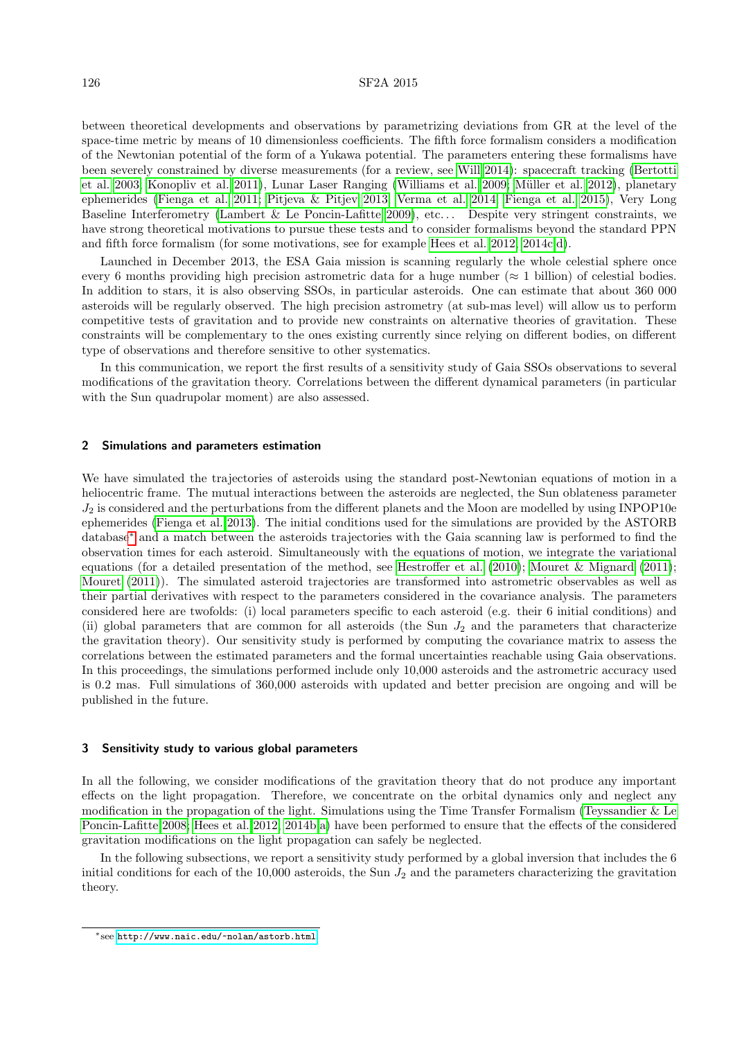between theoretical developments and observations by parametrizing deviations from GR at the level of the space-time metric by means of 10 dimensionless coefficients. The fifth force formalism considers a modification of the Newtonian potential of the form of a Yukawa potential. The parameters entering these formalisms have been severely constrained by diverse measurements (for a review, see Will 2014): spacecraft tracking (Bertotti et al. 2003; Konopliv et al. 2011), Lunar Laser Ranging (Williams et al. 2009; Müller et al. 2012), planetary ephemerides (Fienga et al. 2011; Pitjeva & Pitjev 2013; Verma et al. 2014; Fienga et al. 2015), Very Long Baseline Interferometry (Lambert & Le Poncin-Lafitte 2009), etc... Despite very stringent constraints, we have strong theoretical motivations to pursue these tests and to consider formalisms beyond the standard PPN and fifth force formalism (for some motivations, see for example Hees et al. 2012, 2014c,d).

Launched in December 2013, the ESA Gaia mission is scanning regularly the whole celestial sphere once every 6 months providing high precision astrometric data for a huge number ($\approx 1$ billion) of celestial bodies. In addition to stars, it is also observing SSOs, in particular asteroids. One can estimate that about 360 000 asteroids will be regularly observed. The high precision astrometry (at sub-mas level) will allow us to perform competitive tests of gravitation and to provide new constraints on alternative theories of gravitation. These constraints will be complementary to the ones existing currently since relying on different bodies, on different type of observations and therefore sensitive to other systematics.

In this communication, we report the first results of a sensitivity study of Gaia SSOs observations to several modifications of the gravitation theory. Correlations between the different dynamical parameters (in particular with the Sun quadrupolar moment) are also assessed.

## 2 Simulations and parameters estimation

We have simulated the trajectories of asteroids using the standard post-Newtonian equations of motion in a heliocentric frame. The mutual interactions between the asteroids are neglected, the Sun oblateness parameter $J_2$ is considered and the perturbations from the different planets and the Moon are modelled by using INPOP10e ephemerides (Fienga et al. 2013). The initial conditions used for the simulations are provided by the ASTORB database* and a match between the asteroids trajectories with the Gaia scanning law is performed to find the observation times for each asteroid. Simultaneously with the equations of motion, we integrate the variational equations (for a detailed presentation of the method, see Hestroffer et al. (2010); Mouret & Mignard (2011); Mouret (2011)). The simulated asteroid trajectories are transformed into astrometric observables as well as their partial derivatives with respect to the parameters considered in the covariance analysis. The parameters considered here are twofolds: (i) local parameters specific to each asteroid (e.g. their 6 initial conditions) and (ii) global parameters that are common for all asteroids (the Sun $J_2$ and the parameters that characterize the gravitation theory). Our sensitivity study is performed by computing the covariance matrix to assess the correlations between the estimated parameters and the formal uncertainties reachable using Gaia observations. In this proceedings, the simulations performed include only 10,000 asteroids and the astrometric accuracy used is 0.2 mas. Full simulations of 360,000 asteroids with updated and better precision are ongoing and will be published in the future.

## 3 Sensitivity study to various global parameters

In all the following, we consider modifications of the gravitation theory that do not produce any important effects on the light propagation. Therefore, we concentrate on the orbital dynamics only and neglect any modification in the propagation of the light. Simulations using the Time Transfer Formalism (Teyssandier & Le Poncin-Lafitte 2008; Hees et al. 2012, 2014b,a) have been performed to ensure that the effects of the considered gravitation modifications on the light propagation can safely be neglected.

In the following subsections, we report a sensitivity study performed by a global inversion that includes the 6 initial conditions for each of the 10,000 asteroids, the Sun $J_2$ and the parameters characterizing the gravitation theory.

*see http://www.naic.edu/~nolan/astorb.html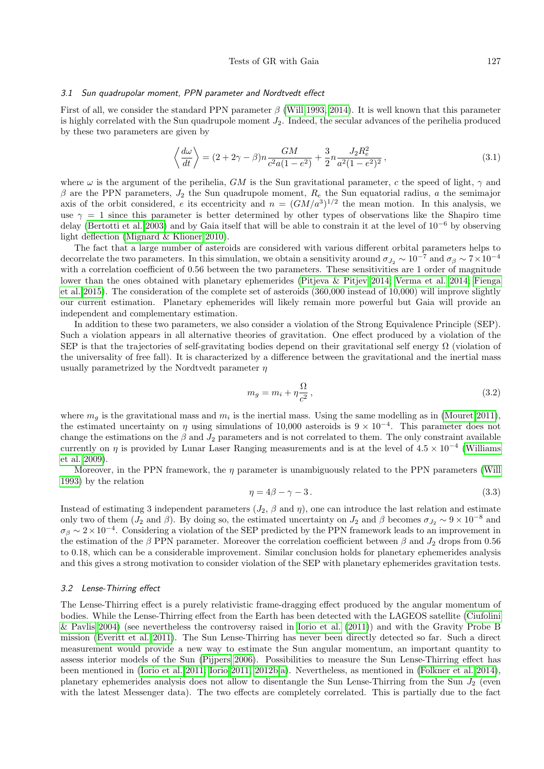### 3.1 Sun quadrupolar moment, PPN parameter and Nordtvedt effect

First of all, we consider the standard PPN parameter $\beta$ (Will 1993, 2014). It is well known that this parameter is highly correlated with the Sun quadrupole moment $J_2$. Indeed, the secular advances of the perihelia produced by these two parameters are given by

$$\left\langle \frac{d\omega}{dt} \right\rangle = (2 + 2\gamma - \beta) n \frac{GM}{c^2 a(1-e^2)} + \frac{3}{2} n \frac{J_2 R_e^2}{a^2(1-e^2)^2}\,, \tag{3.1}$$

where $\omega$ is the argument of the perihelia, $GM$ is the Sun gravitational parameter, $c$ the speed of light, $\gamma$ and $\beta$ are the PPN parameters, $J_2$ the Sun quadrupole moment, $R_e$ the Sun equatorial radius, $a$ the semimajor axis of the orbit considered, $e$ its eccentricity and $n = (GM/a^3)^{1/2}$ the mean motion. In this analysis, we use $\gamma = 1$ since this parameter is better determined by other types of observations like the Shapiro time delay (Bertotti et al. 2003) and by Gaia itself that will be able to constrain it at the level of $10^{-6}$ by observing light deflection (Mignard & Klioner 2010).

The fact that a large number of asteroids are considered with various different orbital parameters helps to decorrelate the two parameters. In this simulation, we obtain a sensitivity around $\sigma_{J_2} \sim 10^{-7}$ and $\sigma_\beta \sim 7 \times 10^{-4}$ with a correlation coefficient of 0.56 between the two parameters. These sensitivities are 1 order of magnitude lower than the ones obtained with planetary ephemerides (Pitjeva & Pitjev 2014; Verma et al. 2014; Fienga et al. 2015). The consideration of the complete set of asteroids (360,000 instead of 10,000) will improve slightly our current estimation. Planetary ephemerides will likely remain more powerful but Gaia will provide an independent and complementary estimation.

In addition to these two parameters, we also consider a violation of the Strong Equivalence Principle (SEP). Such a violation appears in all alternative theories of gravitation. One effect produced by a violation of the SEP is that the trajectories of self-gravitating bodies depend on their gravitational self energy $\Omega$ (violation of the universality of free fall). It is characterized by a difference between the gravitational and the inertial mass usually parametrized by the Nordtvedt parameter $\eta$

$$m_g = m_i + \eta \frac{\Omega}{c^2}\,, \tag{3.2}$$

where $m_g$ is the gravitational mass and $m_i$ is the inertial mass. Using the same modelling as in (Mouret 2011), the estimated uncertainty on $\eta$ using simulations of 10,000 asteroids is $9 \times 10^{-4}$. This parameter does not change the estimations on the $\beta$ and $J_2$ parameters and is not correlated to them. The only constraint available currently on $\eta$ is provided by Lunar Laser Ranging measurements and is at the level of $4.5 \times 10^{-4}$ (Williams et al. 2009).

Moreover, in the PPN framework, the $\eta$ parameter is unambiguously related to the PPN parameters (Will 1993) by the relation

$$\eta = 4\beta - \gamma - 3\,. \tag{3.3}$$

Instead of estimating 3 independent parameters ($J_2$, $\beta$ and $\eta$), one can introduce the last relation and estimate only two of them ($J_2$ and $\beta$). By doing so, the estimated uncertainty on $J_2$ and $\beta$ becomes $\sigma_{J_2} \sim 9 \times 10^{-8}$ and $\sigma_\beta \sim 2 \times 10^{-4}$. Considering a violation of the SEP predicted by the PPN framework leads to an improvement in the estimation of the $\beta$ PPN parameter. Moreover the correlation coefficient between $\beta$ and $J_2$ drops from 0.56 to 0.18, which can be a considerable improvement. Similar conclusion holds for planetary ephemerides analysis and this gives a strong motivation to consider violation of the SEP with planetary ephemerides gravitation tests.

### 3.2 Lense-Thirring effect

The Lense-Thirring effect is a purely relativistic frame-dragging effect produced by the angular momentum of bodies. While the Lense-Thirring effect from the Earth has been detected with the LAGEOS satellite (Ciufolini & Pavlis 2004) (see nevertheless the controversy raised in Iorio et al. (2011)) and with the Gravity Probe B mission (Everitt et al. 2011). The Sun Lense-Thirring has never been directly detected so far. Such a direct measurement would provide a new way to estimate the Sun angular momentum, an important quantity to assess interior models of the Sun (Pijpers 2006). Possibilities to measure the Sun Lense-Thirring effect has been mentioned in (Iorio et al. 2011; Iorio 2011, 2012b,a). Nevertheless, as mentioned in (Folkner et al. 2014), planetary ephemerides analysis does not allow to disentangle the Sun Lense-Thirring from the Sun $J_2$ (even with the latest Messenger data). The two effects are completely correlated. This is partially due to the fact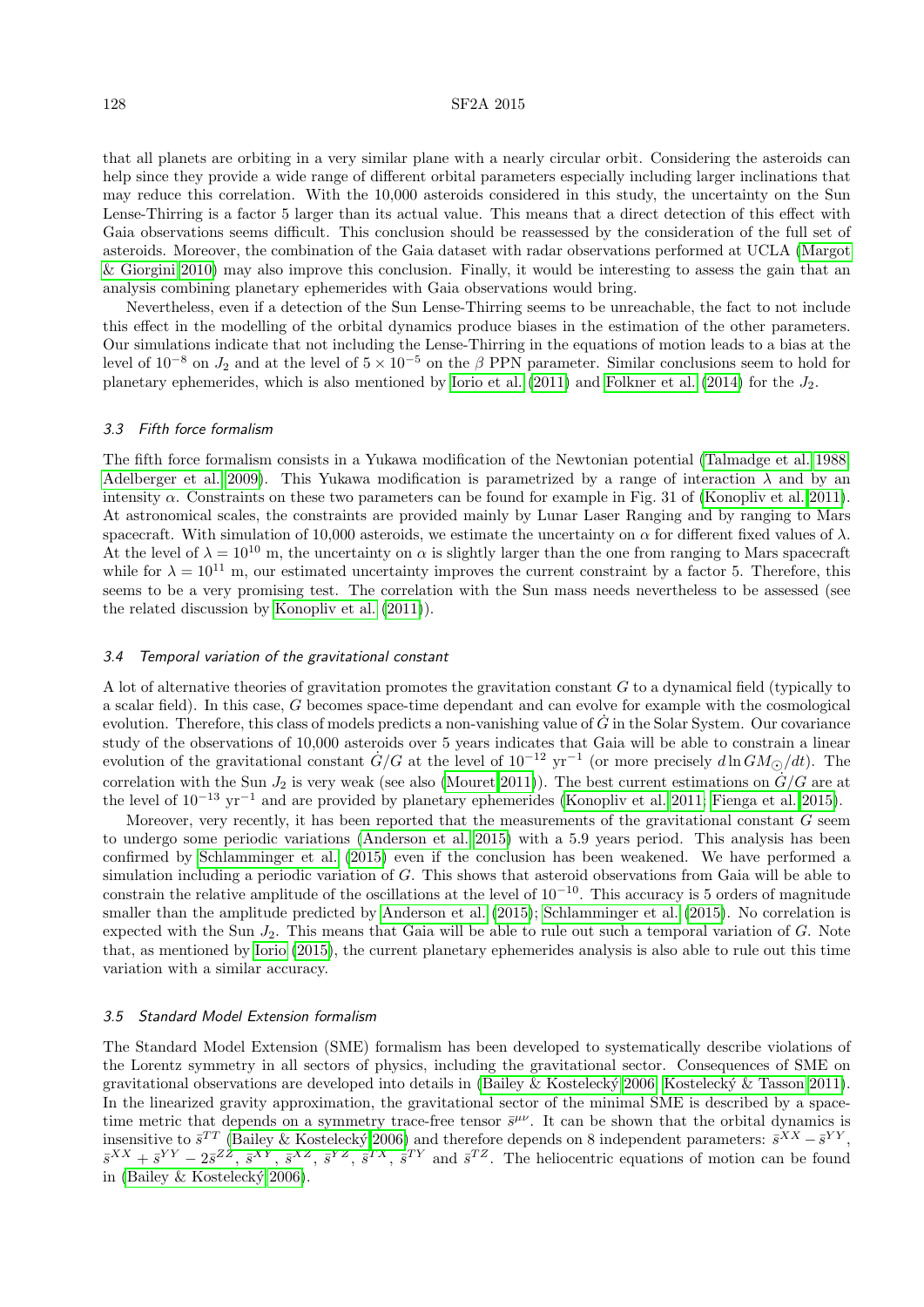that all planets are orbiting in a very similar plane with a nearly circular orbit. Considering the asteroids can help since they provide a wide range of different orbital parameters especially including larger inclinations that may reduce this correlation. With the 10,000 asteroids considered in this study, the uncertainty on the Sun Lense-Thirring is a factor 5 larger than its actual value. This means that a direct detection of this effect with Gaia observations seems difficult. This conclusion should be reassessed by the consideration of the full set of asteroids. Moreover, the combination of the Gaia dataset with radar observations performed at UCLA (Margot & Giorgini 2010) may also improve this conclusion. Finally, it would be interesting to assess the gain that an analysis combining planetary ephemerides with Gaia observations would bring.

Nevertheless, even if a detection of the Sun Lense-Thirring seems to be unreachable, the fact to not include this effect in the modelling of the orbital dynamics produce biases in the estimation of the other parameters. Our simulations indicate that not including the Lense-Thirring in the equations of motion leads to a bias at the level of $10^{-8}$ on $J_2$ and at the level of $5 \times 10^{-5}$ on the $\beta$ PPN parameter. Similar conclusions seem to hold for planetary ephemerides, which is also mentioned by Iorio et al. (2011) and Folkner et al. (2014) for the $J_2$.

### 3.3 Fifth force formalism

The fifth force formalism consists in a Yukawa modification of the Newtonian potential (Talmadge et al. 1988; Adelberger et al. 2009). This Yukawa modification is parametrized by a range of interaction $\lambda$ and by an intensity $\alpha$. Constraints on these two parameters can be found for example in Fig. 31 of (Konopliv et al. 2011). At astronomical scales, the constraints are provided mainly by Lunar Laser Ranging and by ranging to Mars spacecraft. With simulation of 10,000 asteroids, we estimate the uncertainty on $\alpha$ for different fixed values of $\lambda$. At the level of $\lambda = 10^{10}$ m, the uncertainty on $\alpha$ is slightly larger than the one from ranging to Mars spacecraft while for $\lambda = 10^{11}$ m, our estimated uncertainty improves the current constraint by a factor 5. Therefore, this seems to be a very promising test. The correlation with the Sun mass needs nevertheless to be assessed (see the related discussion by Konopliv et al. (2011)).

### 3.4 Temporal variation of the gravitational constant

A lot of alternative theories of gravitation promotes the gravitation constant $G$ to a dynamical field (typically to a scalar field). In this case, $G$ becomes space-time dependant and can evolve for example with the cosmological evolution. Therefore, this class of models predicts a non-vanishing value of $\dot{G}$ in the Solar System. Our covariance study of the observations of 10,000 asteroids over 5 years indicates that Gaia will be able to constrain a linear evolution of the gravitational constant $\dot{G}/G$ at the level of $10^{-12}$ yr$^{-1}$ (or more precisely $d \ln GM_{\odot}/dt$). The correlation with the Sun $J_2$ is very weak (see also (Mouret 2011)). The best current estimations on $\dot{G}/G$ are at the level of $10^{-13}$ yr$^{-1}$ and are provided by planetary ephemerides (Konopliv et al. 2011; Fienga et al. 2015).

Moreover, very recently, it has been reported that the measurements of the gravitational constant $G$ seem to undergo some periodic variations (Anderson et al. 2015) with a 5.9 years period. This analysis has been confirmed by Schlamminger et al. (2015) even if the conclusion has been weakened. We have performed a simulation including a periodic variation of $G$. This shows that asteroid observations from Gaia will be able to constrain the relative amplitude of the oscillations at the level of $10^{-10}$. This accuracy is 5 orders of magnitude smaller than the amplitude predicted by Anderson et al. (2015); Schlamminger et al. (2015). No correlation is expected with the Sun $J_2$. This means that Gaia will be able to rule out such a temporal variation of $G$. Note that, as mentioned by Iorio (2015), the current planetary ephemerides analysis is also able to rule out this time variation with a similar accuracy.

### 3.5 Standard Model Extension formalism

The Standard Model Extension (SME) formalism has been developed to systematically describe violations of the Lorentz symmetry in all sectors of physics, including the gravitational sector. Consequences of SME on gravitational observations are developed into details in (Bailey & Kostelecký 2006; Kostelecký & Tasson 2011). In the linearized gravity approximation, the gravitational sector of the minimal SME is described by a space-time metric that depends on a symmetry trace-free tensor $\bar{s}^{\mu\nu}$. It can be shown that the orbital dynamics is insensitive to $\bar{s}^{TT}$ (Bailey & Kostelecký 2006) and therefore depends on 8 independent parameters: $\bar{s}^{XX} - \bar{s}^{YY}$, $\bar{s}^{XX} + \bar{s}^{YY} - 2\bar{s}^{ZZ}$, $\bar{s}^{XY}$, $\bar{s}^{XZ}$, $\bar{s}^{YZ}$, $\bar{s}^{TX}$, $\bar{s}^{TY}$ and $\bar{s}^{TZ}$. The heliocentric equations of motion can be found in (Bailey & Kostelecký 2006).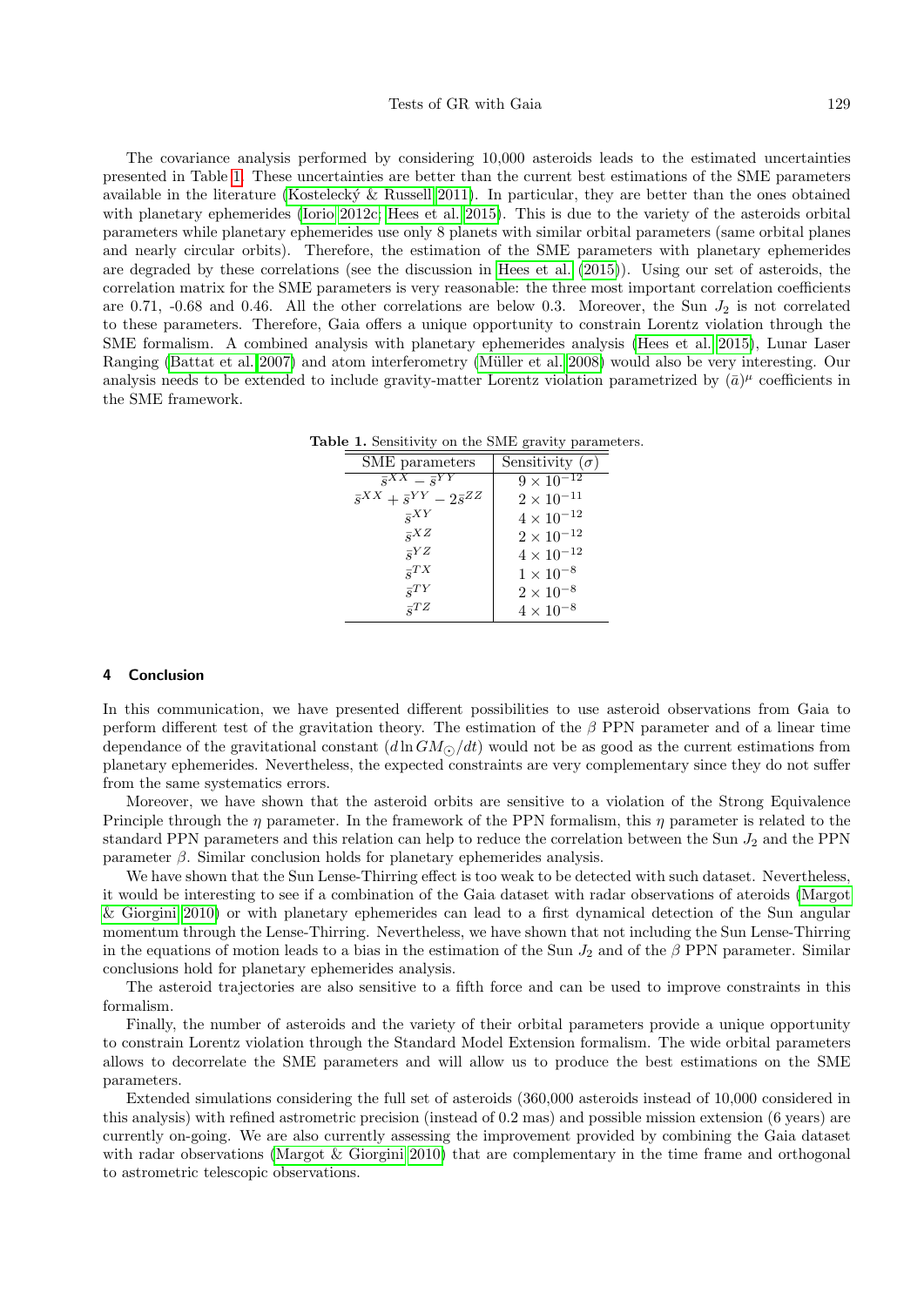The covariance analysis performed by considering 10,000 asteroids leads to the estimated uncertainties presented in Table 1. These uncertainties are better than the current best estimations of the SME parameters available in the literature (Kostelecký & Russell 2011). In particular, they are better than the ones obtained with planetary ephemerides (Iorio 2012c; Hees et al. 2015). This is due to the variety of the asteroids orbital parameters while planetary ephemerides use only 8 planets with similar orbital parameters (same orbital planes and nearly circular orbits). Therefore, the estimation of the SME parameters with planetary ephemerides are degraded by these correlations (see the discussion in Hees et al. (2015)). Using our set of asteroids, the correlation matrix for the SME parameters is very reasonable: the three most important correlation coefficients are 0.71, -0.68 and 0.46. All the other correlations are below 0.3. Moreover, the Sun $J_2$ is not correlated to these parameters. Therefore, Gaia offers a unique opportunity to constrain Lorentz violation through the SME formalism. A combined analysis with planetary ephemerides analysis (Hees et al. 2015), Lunar Laser Ranging (Battat et al. 2007) and atom interferometry (Müller et al. 2008) would also be very interesting. Our analysis needs to be extended to include gravity-matter Lorentz violation parametrized by $(\bar{a})^\mu$ coefficients in the SME framework.

**Table 1.** Sensitivity on the SME gravity parameters.

| SME parameters | Sensitivity ($\sigma$) |
|---|---|
| $\bar{s}^{XX} - \bar{s}^{YY}$ | $9 \times 10^{-12}$ |
| $\bar{s}^{XX} + \bar{s}^{YY} - 2\bar{s}^{ZZ}$ | $2 \times 10^{-11}$ |
| $\bar{s}^{XY}$ | $4 \times 10^{-12}$ |
| $\bar{s}^{XZ}$ | $2 \times 10^{-12}$ |
| $\bar{s}^{YZ}$ | $4 \times 10^{-12}$ |
| $\bar{s}^{TX}$ | $1 \times 10^{-8}$ |
| $\bar{s}^{TY}$ | $2 \times 10^{-8}$ |
| $\bar{s}^{TZ}$ | $4 \times 10^{-8}$ |

## 4 Conclusion

In this communication, we have presented different possibilities to use asteroid observations from Gaia to perform different test of the gravitation theory. The estimation of the $\beta$ PPN parameter and of a linear time dependance of the gravitational constant ($d\ln GM_\odot/dt$) would not be as good as the current estimations from planetary ephemerides. Nevertheless, the expected constraints are very complementary since they do not suffer from the same systematics errors.

Moreover, we have shown that the asteroid orbits are sensitive to a violation of the Strong Equivalence Principle through the $\eta$ parameter. In the framework of the PPN formalism, this $\eta$ parameter is related to the standard PPN parameters and this relation can help to reduce the correlation between the Sun $J_2$ and the PPN parameter $\beta$. Similar conclusion holds for planetary ephemerides analysis.

We have shown that the Sun Lense-Thirring effect is too weak to be detected with such dataset. Nevertheless, it would be interesting to see if a combination of the Gaia dataset with radar observations of ateroids (Margot & Giorgini 2010) or with planetary ephemerides can lead to a first dynamical detection of the Sun angular momentum through the Lense-Thirring. Nevertheless, we have shown that not including the Sun Lense-Thirring in the equations of motion leads to a bias in the estimation of the Sun $J_2$ and of the $\beta$ PPN parameter. Similar conclusions hold for planetary ephemerides analysis.

The asteroid trajectories are also sensitive to a fifth force and can be used to improve constraints in this formalism.

Finally, the number of asteroids and the variety of their orbital parameters provide a unique opportunity to constrain Lorentz violation through the Standard Model Extension formalism. The wide orbital parameters allows to decorrelate the SME parameters and will allow us to produce the best estimations on the SME parameters.

Extended simulations considering the full set of asteroids (360,000 asteroids instead of 10,000 considered in this analysis) with refined astrometric precision (instead of 0.2 mas) and possible mission extension (6 years) are currently on-going. We are also currently assessing the improvement provided by combining the Gaia dataset with radar observations (Margot & Giorgini 2010) that are complementary in the time frame and orthogonal to astrometric telescopic observations.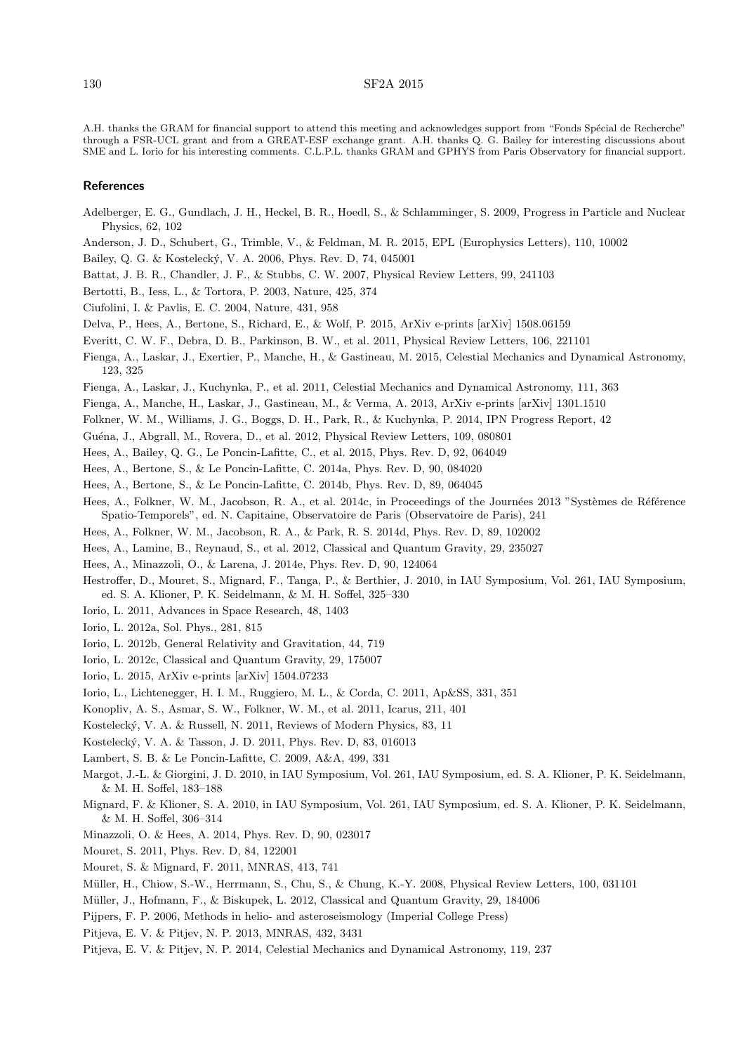A.H. thanks the GRAM for financial support to attend this meeting and acknowledges support from "Fonds Spécial de Recherche" through a FSR-UCL grant and from a GREAT-ESF exchange grant. A.H. thanks Q. G. Bailey for interesting discussions about SME and L. Iorio for his interesting comments. C.L.P.L. thanks GRAM and GPHYS from Paris Observatory for financial support.

## References

Adelberger, E. G., Gundlach, J. H., Heckel, B. R., Hoedl, S., & Schlamminger, S. 2009, Progress in Particle and Nuclear Physics, 62, 102

Anderson, J. D., Schubert, G., Trimble, V., & Feldman, M. R. 2015, EPL (Europhysics Letters), 110, 10002

Bailey, Q. G. & Kostelecký, V. A. 2006, Phys. Rev. D, 74, 045001

Battat, J. B. R., Chandler, J. F., & Stubbs, C. W. 2007, Physical Review Letters, 99, 241103

Bertotti, B., Iess, L., & Tortora, P. 2003, Nature, 425, 374

Ciufolini, I. & Pavlis, E. C. 2004, Nature, 431, 958

Delva, P., Hees, A., Bertone, S., Richard, E., & Wolf, P. 2015, ArXiv e-prints [arXiv] 1508.06159

Everitt, C. W. F., Debra, D. B., Parkinson, B. W., et al. 2011, Physical Review Letters, 106, 221101

Fienga, A., Laskar, J., Exertier, P., Manche, H., & Gastineau, M. 2015, Celestial Mechanics and Dynamical Astronomy, 123, 325

Fienga, A., Laskar, J., Kuchynka, P., et al. 2011, Celestial Mechanics and Dynamical Astronomy, 111, 363

Fienga, A., Manche, H., Laskar, J., Gastineau, M., & Verma, A. 2013, ArXiv e-prints [arXiv] 1301.1510

Folkner, W. M., Williams, J. G., Boggs, D. H., Park, R., & Kuchynka, P. 2014, IPN Progress Report, 42

Guéna, J., Abgrall, M., Rovera, D., et al. 2012, Physical Review Letters, 109, 080801

Hees, A., Bailey, Q. G., Le Poncin-Lafitte, C., et al. 2015, Phys. Rev. D, 92, 064049

Hees, A., Bertone, S., & Le Poncin-Lafitte, C. 2014a, Phys. Rev. D, 90, 084020

Hees, A., Bertone, S., & Le Poncin-Lafitte, C. 2014b, Phys. Rev. D, 89, 064045

Hees, A., Folkner, W. M., Jacobson, R. A., et al. 2014c, in Proceedings of the Journées 2013 "Systèmes de Référence Spatio-Temporels", ed. N. Capitaine, Observatoire de Paris (Observatoire de Paris), 241

Hees, A., Folkner, W. M., Jacobson, R. A., & Park, R. S. 2014d, Phys. Rev. D, 89, 102002

Hees, A., Lamine, B., Reynaud, S., et al. 2012, Classical and Quantum Gravity, 29, 235027

Hees, A., Minazzoli, O., & Larena, J. 2014e, Phys. Rev. D, 90, 124064

Hestroffer, D., Mouret, S., Mignard, F., Tanga, P., & Berthier, J. 2010, in IAU Symposium, Vol. 261, IAU Symposium, ed. S. A. Klioner, P. K. Seidelmann, & M. H. Soffel, 325–330

Iorio, L. 2011, Advances in Space Research, 48, 1403

Iorio, L. 2012a, Sol. Phys., 281, 815

Iorio, L. 2012b, General Relativity and Gravitation, 44, 719

Iorio, L. 2012c, Classical and Quantum Gravity, 29, 175007

Iorio, L. 2015, ArXiv e-prints [arXiv] 1504.07233

Iorio, L., Lichtenegger, H. I. M., Ruggiero, M. L., & Corda, C. 2011, Ap&SS, 331, 351

Konopliv, A. S., Asmar, S. W., Folkner, W. M., et al. 2011, Icarus, 211, 401

Kostelecký, V. A. & Russell, N. 2011, Reviews of Modern Physics, 83, 11

Kostelecký, V. A. & Tasson, J. D. 2011, Phys. Rev. D, 83, 016013

Lambert, S. B. & Le Poncin-Lafitte, C. 2009, A&A, 499, 331

Margot, J.-L. & Giorgini, J. D. 2010, in IAU Symposium, Vol. 261, IAU Symposium, ed. S. A. Klioner, P. K. Seidelmann, & M. H. Soffel, 183–188

Mignard, F. & Klioner, S. A. 2010, in IAU Symposium, Vol. 261, IAU Symposium, ed. S. A. Klioner, P. K. Seidelmann, & M. H. Soffel, 306–314

Minazzoli, O. & Hees, A. 2014, Phys. Rev. D, 90, 023017

Mouret, S. 2011, Phys. Rev. D, 84, 122001

Mouret, S. & Mignard, F. 2011, MNRAS, 413, 741

Müller, H., Chiow, S.-W., Herrmann, S., Chu, S., & Chung, K.-Y. 2008, Physical Review Letters, 100, 031101

Müller, J., Hofmann, F., & Biskupek, L. 2012, Classical and Quantum Gravity, 29, 184006

Pijpers, F. P. 2006, Methods in helio- and asteroseismology (Imperial College Press)

Pitjeva, E. V. & Pitjev, N. P. 2013, MNRAS, 432, 3431

Pitjeva, E. V. & Pitjev, N. P. 2014, Celestial Mechanics and Dynamical Astronomy, 119, 237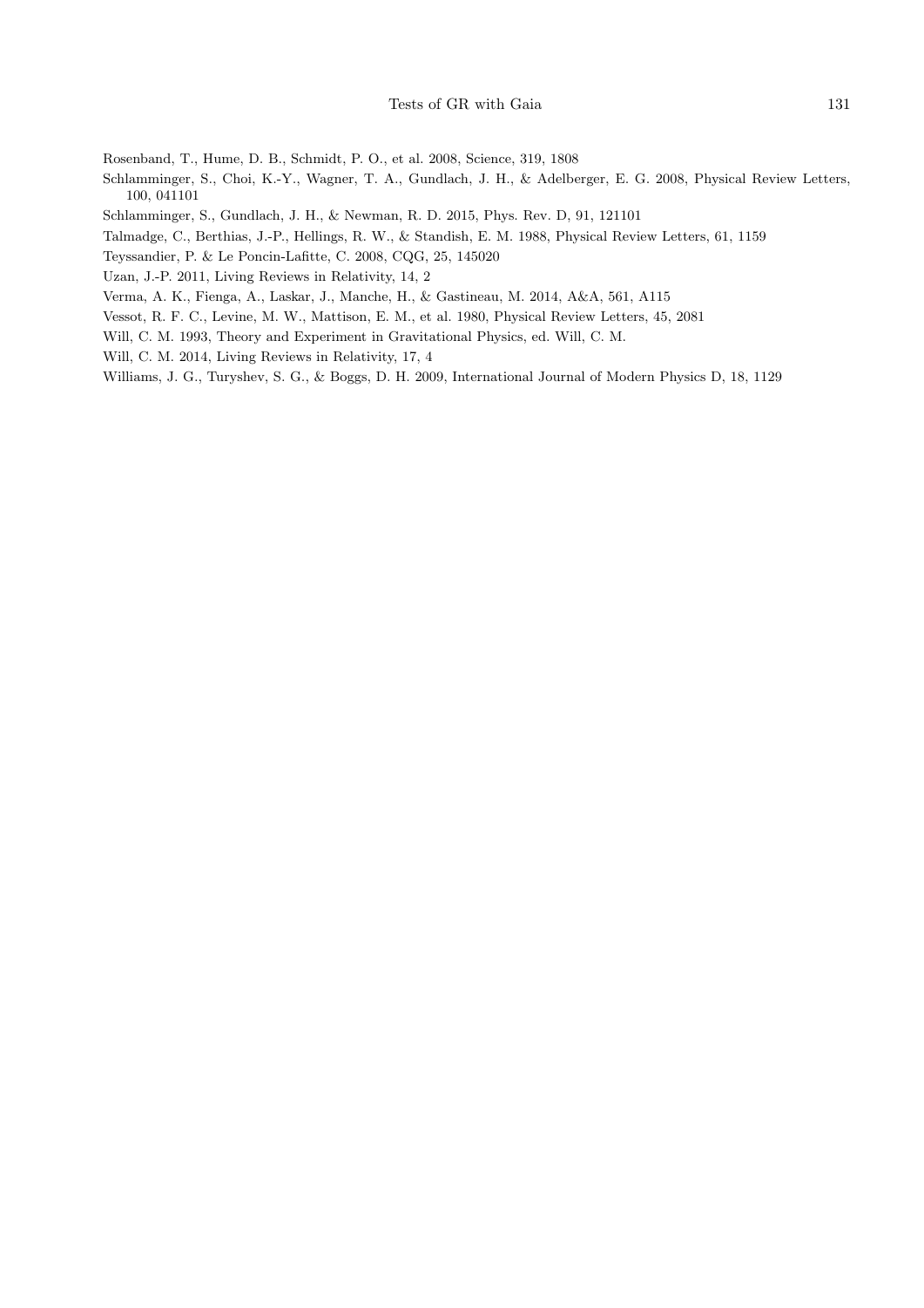Rosenband, T., Hume, D. B., Schmidt, P. O., et al. 2008, Science, 319, 1808

Schlamminger, S., Choi, K.-Y., Wagner, T. A., Gundlach, J. H., & Adelberger, E. G. 2008, Physical Review Letters, 100, 041101

Schlamminger, S., Gundlach, J. H., & Newman, R. D. 2015, Phys. Rev. D, 91, 121101

Talmadge, C., Berthias, J.-P., Hellings, R. W., & Standish, E. M. 1988, Physical Review Letters, 61, 1159

Teyssandier, P. & Le Poncin-Lafitte, C. 2008, CQG, 25, 145020

Uzan, J.-P. 2011, Living Reviews in Relativity, 14, 2

Verma, A. K., Fienga, A., Laskar, J., Manche, H., & Gastineau, M. 2014, A&A, 561, A115

Vessot, R. F. C., Levine, M. W., Mattison, E. M., et al. 1980, Physical Review Letters, 45, 2081

Will, C. M. 1993, Theory and Experiment in Gravitational Physics, ed. Will, C. M.

Will, C. M. 2014, Living Reviews in Relativity, 17, 4

Williams, J. G., Turyshev, S. G., & Boggs, D. H. 2009, International Journal of Modern Physics D, 18, 1129